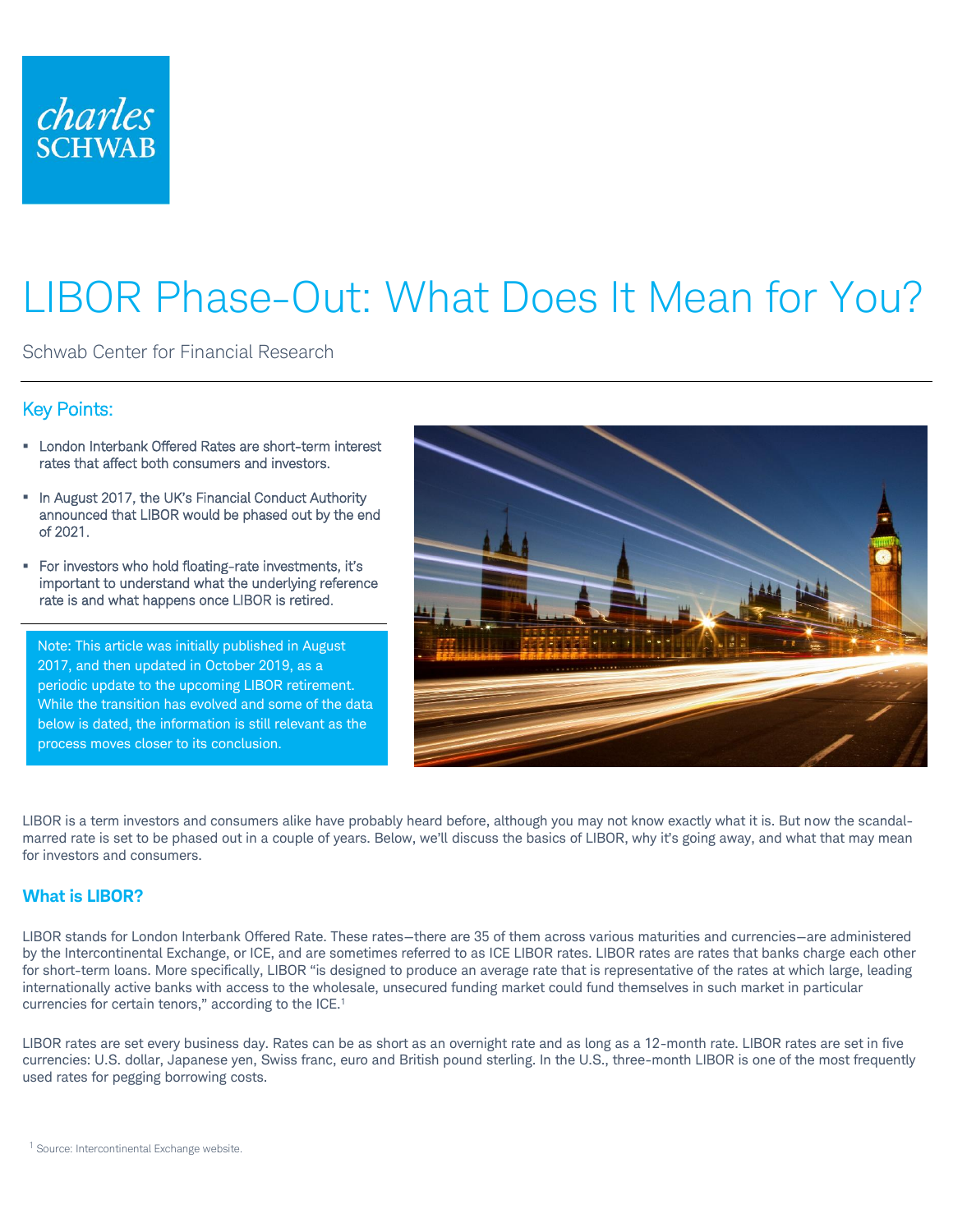# LIBOR Phase-Out: What Does It Mean for You?

Schwab Center for Financial Research

## Key Points:

- London Interbank Offered Rates are short-term interest rates that affect both consumers and investors.
- In August 2017, the UK's Financial Conduct Authority announced that LIBOR would be phased out by the end of 2021.
- For investors who hold floating-rate investments, it's important to understand what the underlying reference rate is and what happens once LIBOR is retired.

Note: This article was initially published in August 2017, and then updated in October 2019, as a periodic update to the upcoming LIBOR retirement. While the transition has evolved and some of the data below is dated, the information is still relevant as the process moves closer to its conclusion.

LIBOR is a term investors and consumers alike have probably heard before, although you may not know exactly what it is. But now the scandal-marred rate is set to be phased out in a couple of years. Below, we'll discuss the basics of LIBOR, why it's going away, and what that may mean for investors and consumers.

### What is LIBOR?

LIBOR stands for London Interbank Offered Rate. These rates—there are 35 of them across various maturities and currencies—are administered by the Intercontinental Exchange, or ICE, and are sometimes referred to as ICE LIBOR rates. LIBOR rates are rates that banks charge each other for short-term loans. More specifically, LIBOR "is designed to produce an average rate that is representative of the rates at which large, leading internationally active banks with access to the wholesale, unsecured funding market could fund themselves in such market in particular currencies for certain tenors," according to the ICE.[1]

LIBOR rates are set every business day. Rates can be as short as an overnight rate and as long as a 12-month rate. LIBOR rates are set in five currencies: U.S. dollar, Japanese yen, Swiss franc, euro and British pound sterling. In the U.S., three-month LIBOR is one of the most frequently used rates for pegging borrowing costs.

[1] Source: Intercontinental Exchange website.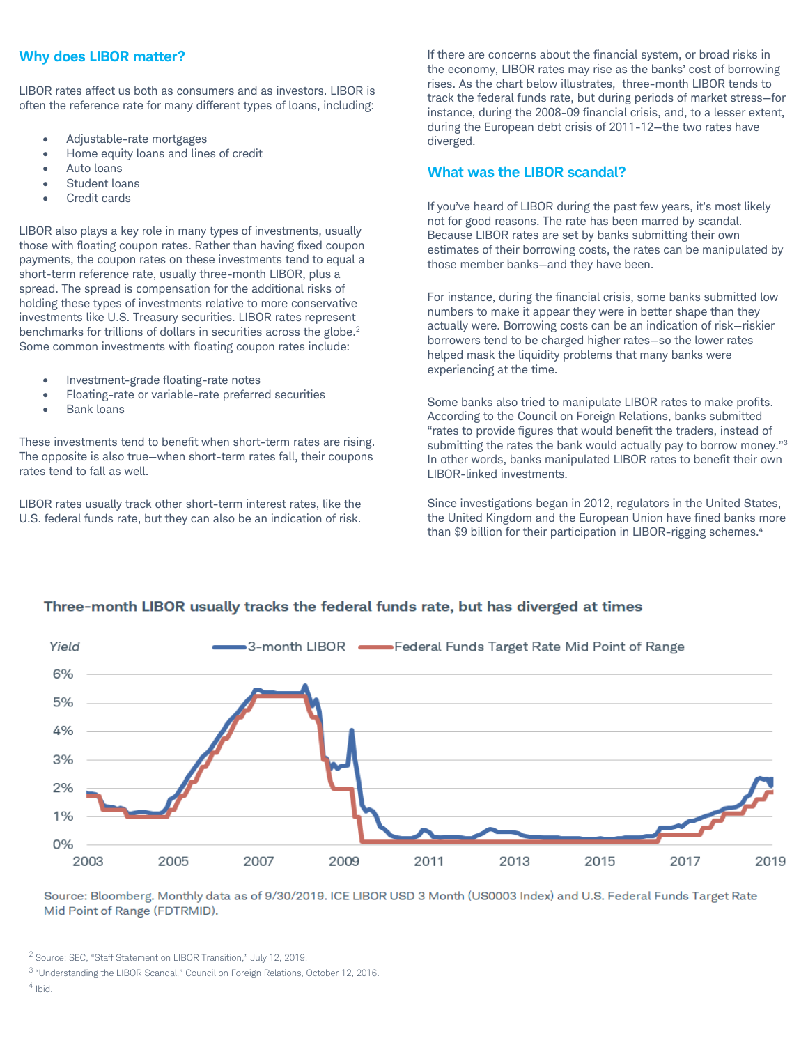## Why does LIBOR matter?

LIBOR rates affect us both as consumers and as investors. LIBOR is often the reference rate for many different types of loans, including:

- Adjustable-rate mortgages
- Home equity loans and lines of credit
- Auto loans
- Student loans
- Credit cards

LIBOR also plays a key role in many types of investments, usually those with floating coupon rates. Rather than having fixed coupon payments, the coupon rates on these investments tend to equal a short-term reference rate, usually three-month LIBOR, plus a spread. The spread is compensation for the additional risks of holding these types of investments relative to more conservative investments like U.S. Treasury securities. LIBOR rates represent benchmarks for trillions of dollars in securities across the globe.[2] Some common investments with floating coupon rates include:

- Investment-grade floating-rate notes
- Floating-rate or variable-rate preferred securities
- Bank loans

These investments tend to benefit when short-term rates are rising. The opposite is also true—when short-term rates fall, their coupons rates tend to fall as well.

LIBOR rates usually track other short-term interest rates, like the U.S. federal funds rate, but they can also be an indication of risk.

If there are concerns about the financial system, or broad risks in the economy, LIBOR rates may rise as the banks' cost of borrowing rises. As the chart below illustrates, three-month LIBOR tends to track the federal funds rate, but during periods of market stress—for instance, during the 2008-09 financial crisis, and, to a lesser extent, during the European debt crisis of 2011-12—the two rates have diverged.

## What was the LIBOR scandal?

If you've heard of LIBOR during the past few years, it's most likely not for good reasons. The rate has been marred by scandal. Because LIBOR rates are set by banks submitting their own estimates of their borrowing costs, the rates can be manipulated by those member banks—and they have been.

For instance, during the financial crisis, some banks submitted low numbers to make it appear they were in better shape than they actually were. Borrowing costs can be an indication of risk—riskier borrowers tend to be charged higher rates—so the lower rates helped mask the liquidity problems that many banks were experiencing at the time.

Some banks also tried to manipulate LIBOR rates to make profits. According to the Council on Foreign Relations, banks submitted "rates to provide figures that would benefit the traders, instead of submitting the rates the bank would actually pay to borrow money."[3] In other words, banks manipulated LIBOR rates to benefit their own LIBOR-linked investments.

Since investigations began in 2012, regulators in the United States, the United Kingdom and the European Union have fined banks more than $9 billion for their participation in LIBOR-rigging schemes.[4]

**Three-month LIBOR usually tracks the federal funds rate, but has diverged at times**

Source: Bloomberg. Monthly data as of 9/30/2019. ICE LIBOR USD 3 Month (US0003 Index) and U.S. Federal Funds Target Rate Mid Point of Range (FDTRMID).

[2] Source: SEC, "Staff Statement on LIBOR Transition," July 12, 2019.

[3] "Understanding the LIBOR Scandal," Council on Foreign Relations, October 12, 2016.

[4] Ibid.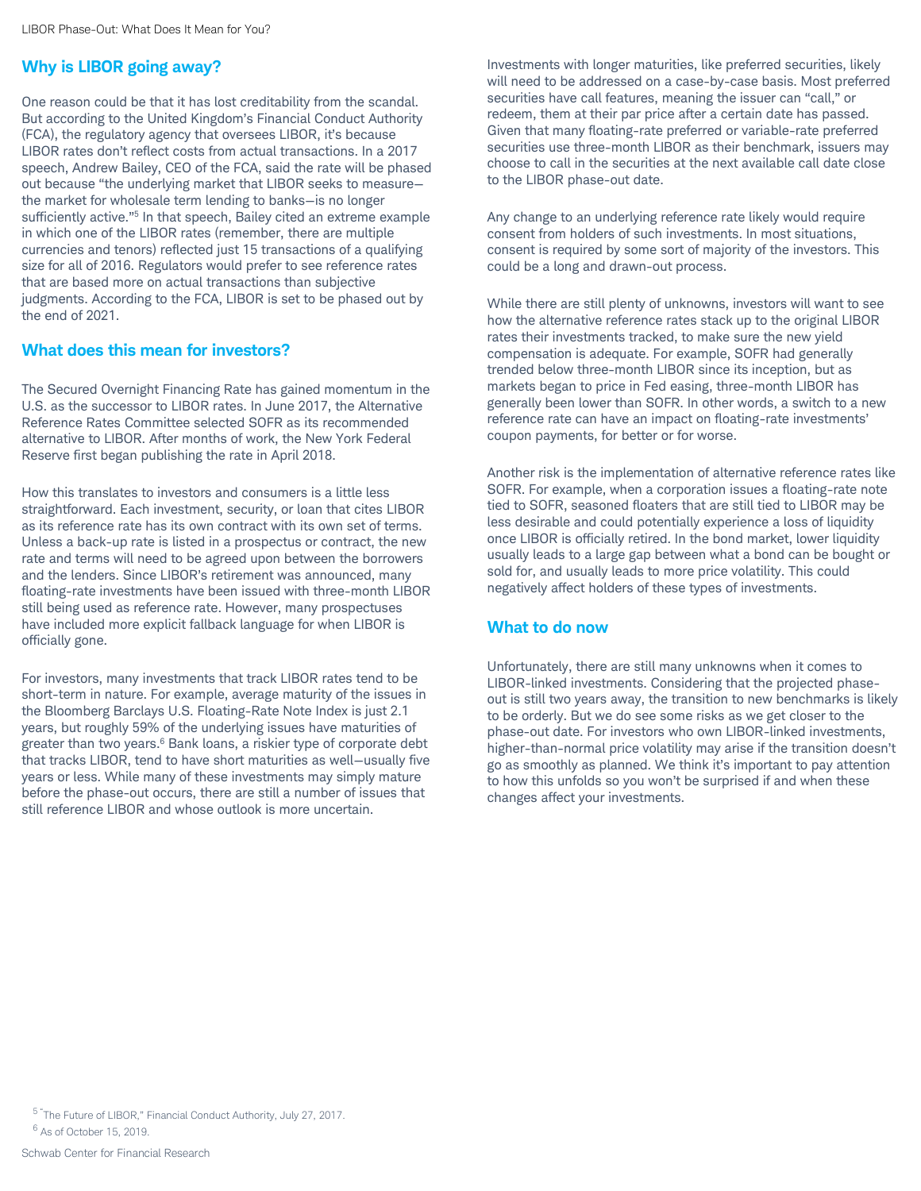## Why is LIBOR going away?

One reason could be that it has lost creditability from the scandal. But according to the United Kingdom's Financial Conduct Authority (FCA), the regulatory agency that oversees LIBOR, it's because LIBOR rates don't reflect costs from actual transactions. In a 2017 speech, Andrew Bailey, CEO of the FCA, said the rate will be phased out because "the underlying market that LIBOR seeks to measure—the market for wholesale term lending to banks—is no longer sufficiently active."[5] In that speech, Bailey cited an extreme example in which one of the LIBOR rates (remember, there are multiple currencies and tenors) reflected just 15 transactions of a qualifying size for all of 2016. Regulators would prefer to see reference rates that are based more on actual transactions than subjective judgments. According to the FCA, LIBOR is set to be phased out by the end of 2021.

## What does this mean for investors?

The Secured Overnight Financing Rate has gained momentum in the U.S. as the successor to LIBOR rates. In June 2017, the Alternative Reference Rates Committee selected SOFR as its recommended alternative to LIBOR. After months of work, the New York Federal Reserve first began publishing the rate in April 2018.

How this translates to investors and consumers is a little less straightforward. Each investment, security, or loan that cites LIBOR as its reference rate has its own contract with its own set of terms. Unless a back-up rate is listed in a prospectus or contract, the new rate and terms will need to be agreed upon between the borrowers and the lenders. Since LIBOR's retirement was announced, many floating-rate investments have been issued with three-month LIBOR still being used as reference rate. However, many prospectuses have included more explicit fallback language for when LIBOR is officially gone.

For investors, many investments that track LIBOR rates tend to be short-term in nature. For example, average maturity of the issues in the Bloomberg Barclays U.S. Floating-Rate Note Index is just 2.1 years, but roughly 59% of the underlying issues have maturities of greater than two years.[6] Bank loans, a riskier type of corporate debt that tracks LIBOR, tend to have short maturities as well—usually five years or less. While many of these investments may simply mature before the phase-out occurs, there are still a number of issues that still reference LIBOR and whose outlook is more uncertain.

Investments with longer maturities, like preferred securities, likely will need to be addressed on a case-by-case basis. Most preferred securities have call features, meaning the issuer can "call," or redeem, them at their par price after a certain date has passed. Given that many floating-rate preferred or variable-rate preferred securities use three-month LIBOR as their benchmark, issuers may choose to call in the securities at the next available call date close to the LIBOR phase-out date.

Any change to an underlying reference rate likely would require consent from holders of such investments. In most situations, consent is required by some sort of majority of the investors. This could be a long and drawn-out process.

While there are still plenty of unknowns, investors will want to see how the alternative reference rates stack up to the original LIBOR rates their investments tracked, to make sure the new yield compensation is adequate. For example, SOFR had generally trended below three-month LIBOR since its inception, but as markets began to price in Fed easing, three-month LIBOR has generally been lower than SOFR. In other words, a switch to a new reference rate can have an impact on floating-rate investments' coupon payments, for better or for worse.

Another risk is the implementation of alternative reference rates like SOFR. For example, when a corporation issues a floating-rate note tied to SOFR, seasoned floaters that are still tied to LIBOR may be less desirable and could potentially experience a loss of liquidity once LIBOR is officially retired. In the bond market, lower liquidity usually leads to a large gap between what a bond can be bought or sold for, and usually leads to more price volatility. This could negatively affect holders of these types of investments.

## What to do now

Unfortunately, there are still many unknowns when it comes to LIBOR-linked investments. Considering that the projected phase-out is still two years away, the transition to new benchmarks is likely to be orderly. But we do see some risks as we get closer to the phase-out date. For investors who own LIBOR-linked investments, higher-than-normal price volatility may arise if the transition doesn't go as smoothly as planned. We think it's important to pay attention to how this unfolds so you won't be surprised if and when these changes affect your investments.

[5] "The Future of LIBOR," Financial Conduct Authority, July 27, 2017.

[6] As of October 15, 2019.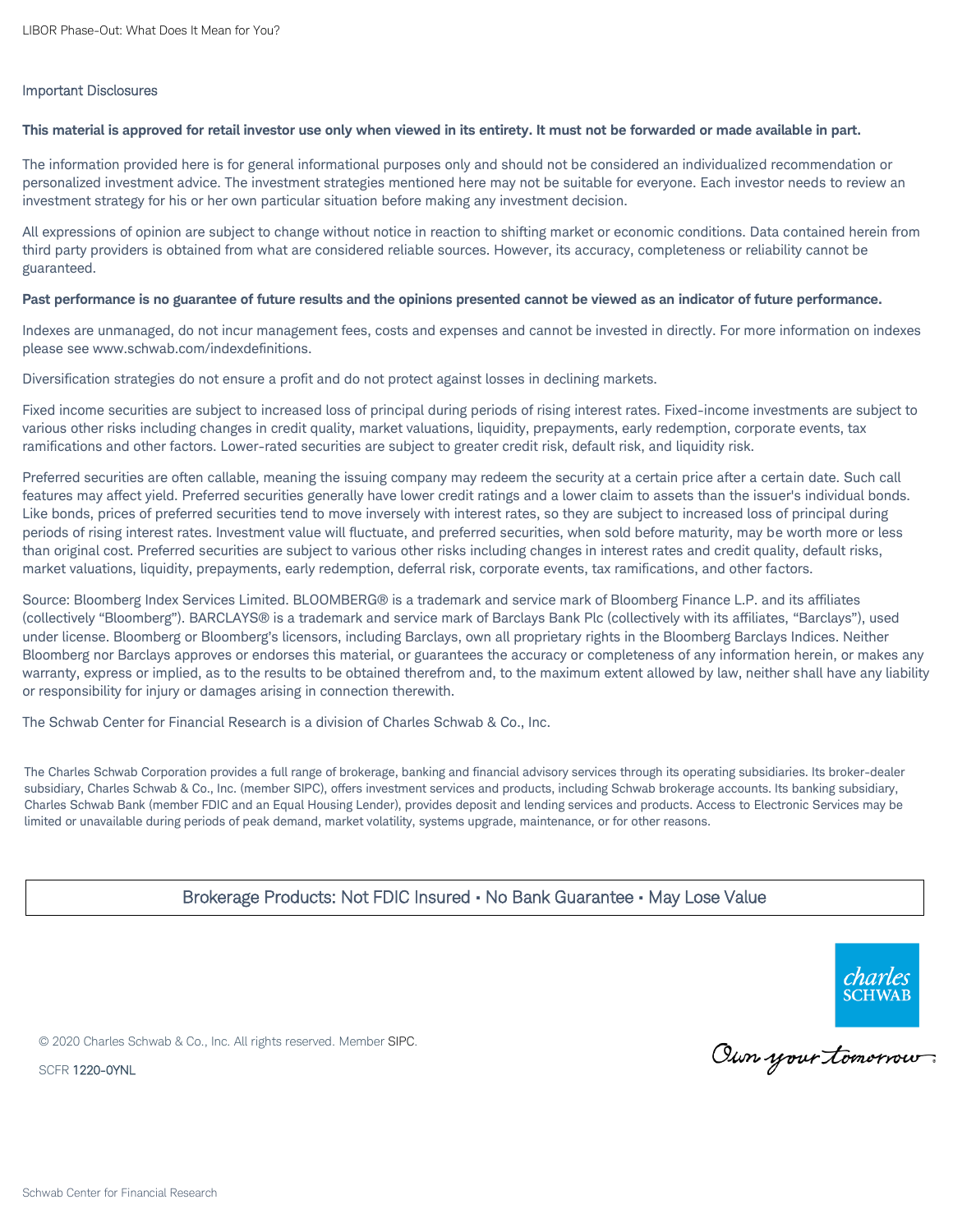## Important Disclosures

**This material is approved for retail investor use only when viewed in its entirety. It must not be forwarded or made available in part.**

The information provided here is for general informational purposes only and should not be considered an individualized recommendation or personalized investment advice. The investment strategies mentioned here may not be suitable for everyone. Each investor needs to review an investment strategy for his or her own particular situation before making any investment decision.

All expressions of opinion are subject to change without notice in reaction to shifting market or economic conditions. Data contained herein from third party providers is obtained from what are considered reliable sources. However, its accuracy, completeness or reliability cannot be guaranteed.

**Past performance is no guarantee of future results and the opinions presented cannot be viewed as an indicator of future performance.**

Indexes are unmanaged, do not incur management fees, costs and expenses and cannot be invested in directly. For more information on indexes please see www.schwab.com/indexdefinitions.

Diversification strategies do not ensure a profit and do not protect against losses in declining markets.

Fixed income securities are subject to increased loss of principal during periods of rising interest rates. Fixed-income investments are subject to various other risks including changes in credit quality, market valuations, liquidity, prepayments, early redemption, corporate events, tax ramifications and other factors. Lower-rated securities are subject to greater credit risk, default risk, and liquidity risk.

Preferred securities are often callable, meaning the issuing company may redeem the security at a certain price after a certain date. Such call features may affect yield. Preferred securities generally have lower credit ratings and a lower claim to assets than the issuer's individual bonds. Like bonds, prices of preferred securities tend to move inversely with interest rates, so they are subject to increased loss of principal during periods of rising interest rates. Investment value will fluctuate, and preferred securities, when sold before maturity, may be worth more or less than original cost. Preferred securities are subject to various other risks including changes in interest rates and credit quality, default risks, market valuations, liquidity, prepayments, early redemption, deferral risk, corporate events, tax ramifications, and other factors.

Source: Bloomberg Index Services Limited. BLOOMBERG® is a trademark and service mark of Bloomberg Finance L.P. and its affiliates (collectively "Bloomberg"). BARCLAYS® is a trademark and service mark of Barclays Bank Plc (collectively with its affiliates, "Barclays"), used under license. Bloomberg or Bloomberg's licensors, including Barclays, own all proprietary rights in the Bloomberg Barclays Indices. Neither Bloomberg nor Barclays approves or endorses this material, or guarantees the accuracy or completeness of any information herein, or makes any warranty, express or implied, as to the results to be obtained therefrom and, to the maximum extent allowed by law, neither shall have any liability or responsibility for injury or damages arising in connection therewith.

The Schwab Center for Financial Research is a division of Charles Schwab & Co., Inc.

The Charles Schwab Corporation provides a full range of brokerage, banking and financial advisory services through its operating subsidiaries. Its broker-dealer subsidiary, Charles Schwab & Co., Inc. (member SIPC), offers investment services and products, including Schwab brokerage accounts. Its banking subsidiary, Charles Schwab Bank (member FDIC and an Equal Housing Lender), provides deposit and lending services and products. Access to Electronic Services may be limited or unavailable during periods of peak demand, market volatility, systems upgrade, maintenance, or for other reasons.

Brokerage Products: Not FDIC Insured • No Bank Guarantee • May Lose Value

© 2020 Charles Schwab & Co., Inc. All rights reserved. Member SIPC.

SCFR 1220-0YNL

charles SCHWAB

Own your tomorrow.